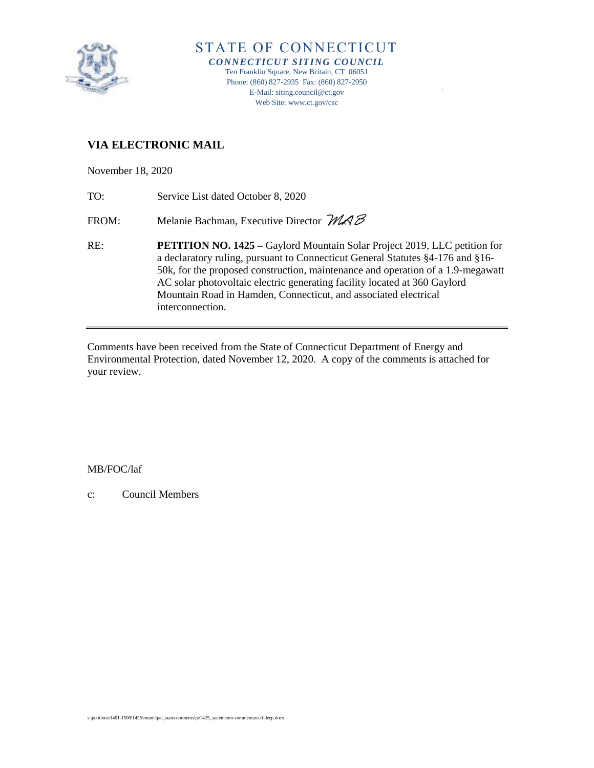# STATE OF CONNECTICUT

***CONNECTICUT SITING COUNCIL***

Ten Franklin Square, New Britain, CT 06051
Phone: (860) 827-2935 Fax: (860) 827-2950
E-Mail: siting.council@ct.gov
Web Site: www.ct.gov/csc

**VIA ELECTRONIC MAIL**

November 18, 2020

TO: Service List dated October 8, 2020

FROM: Melanie Bachman, Executive Director *MAB*

RE: **PETITION NO. 1425 –** Gaylord Mountain Solar Project 2019, LLC petition for a declaratory ruling, pursuant to Connecticut General Statutes §4-176 and §16-50k, for the proposed construction, maintenance and operation of a 1.9-megawatt AC solar photovoltaic electric generating facility located at 360 Gaylord Mountain Road in Hamden, Connecticut, and associated electrical interconnection.

---

Comments have been received from the State of Connecticut Department of Energy and Environmental Protection, dated November 12, 2020. A copy of the comments is attached for your review.

MB/FOC/laf

c: Council Members

s:\petitions\1401-1500\1425\municipal_statecomments\pe1425_statememo-commentsrecd-deep.docx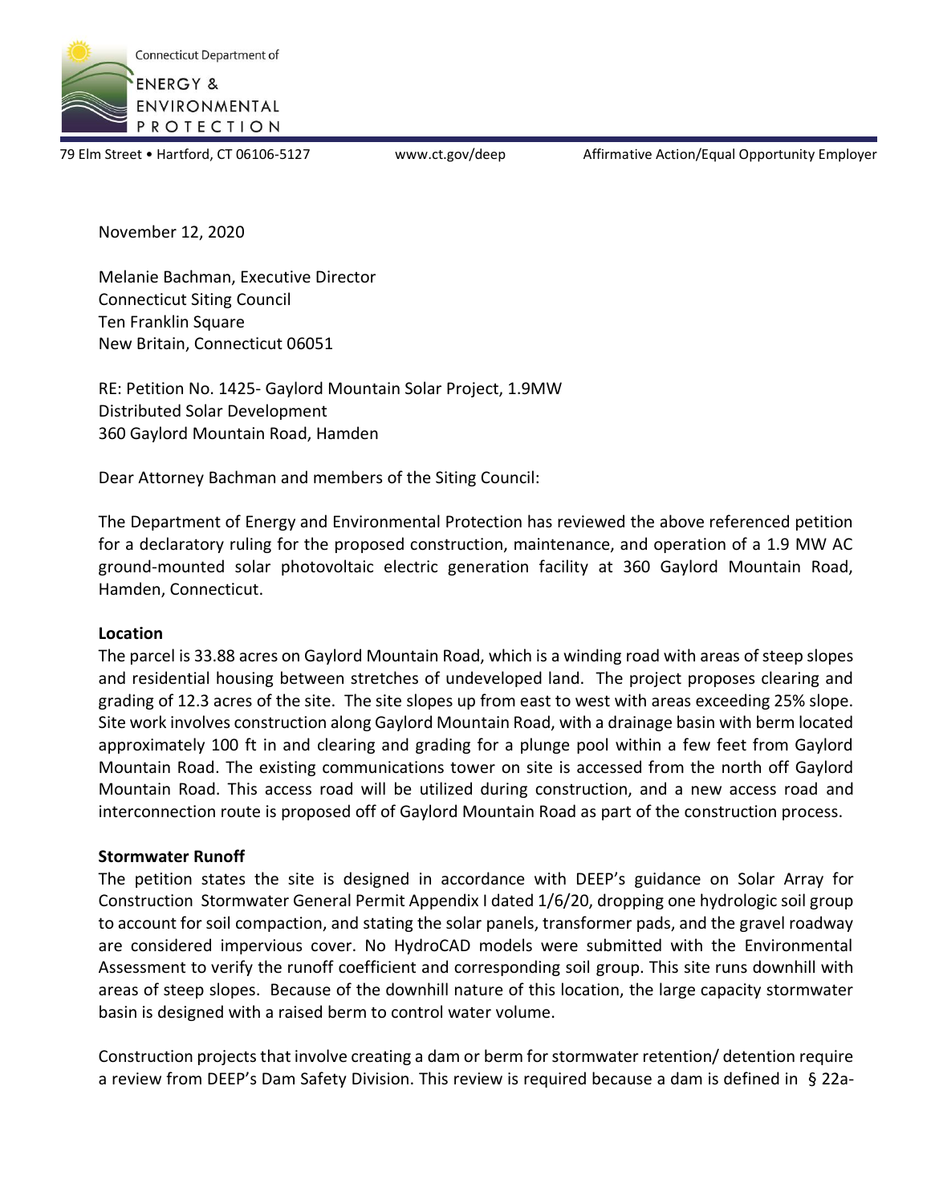November 12, 2020

Melanie Bachman, Executive Director
Connecticut Siting Council
Ten Franklin Square
New Britain, Connecticut 06051

RE: Petition No. 1425- Gaylord Mountain Solar Project, 1.9MW
Distributed Solar Development
360 Gaylord Mountain Road, Hamden

Dear Attorney Bachman and members of the Siting Council:

The Department of Energy and Environmental Protection has reviewed the above referenced petition for a declaratory ruling for the proposed construction, maintenance, and operation of a 1.9 MW AC ground-mounted solar photovoltaic electric generation facility at 360 Gaylord Mountain Road, Hamden, Connecticut.

**Location**

The parcel is 33.88 acres on Gaylord Mountain Road, which is a winding road with areas of steep slopes and residential housing between stretches of undeveloped land. The project proposes clearing and grading of 12.3 acres of the site. The site slopes up from east to west with areas exceeding 25% slope. Site work involves construction along Gaylord Mountain Road, with a drainage basin with berm located approximately 100 ft in and clearing and grading for a plunge pool within a few feet from Gaylord Mountain Road. The existing communications tower on site is accessed from the north off Gaylord Mountain Road. This access road will be utilized during construction, and a new access road and interconnection route is proposed off of Gaylord Mountain Road as part of the construction process.

**Stormwater Runoff**

The petition states the site is designed in accordance with DEEP's guidance on Solar Array for Construction Stormwater General Permit Appendix I dated 1/6/20, dropping one hydrologic soil group to account for soil compaction, and stating the solar panels, transformer pads, and the gravel roadway are considered impervious cover. No HydroCAD models were submitted with the Environmental Assessment to verify the runoff coefficient and corresponding soil group. This site runs downhill with areas of steep slopes. Because of the downhill nature of this location, the large capacity stormwater basin is designed with a raised berm to control water volume.

Construction projects that involve creating a dam or berm for stormwater retention/ detention require a review from DEEP's Dam Safety Division. This review is required because a dam is defined in § 22a-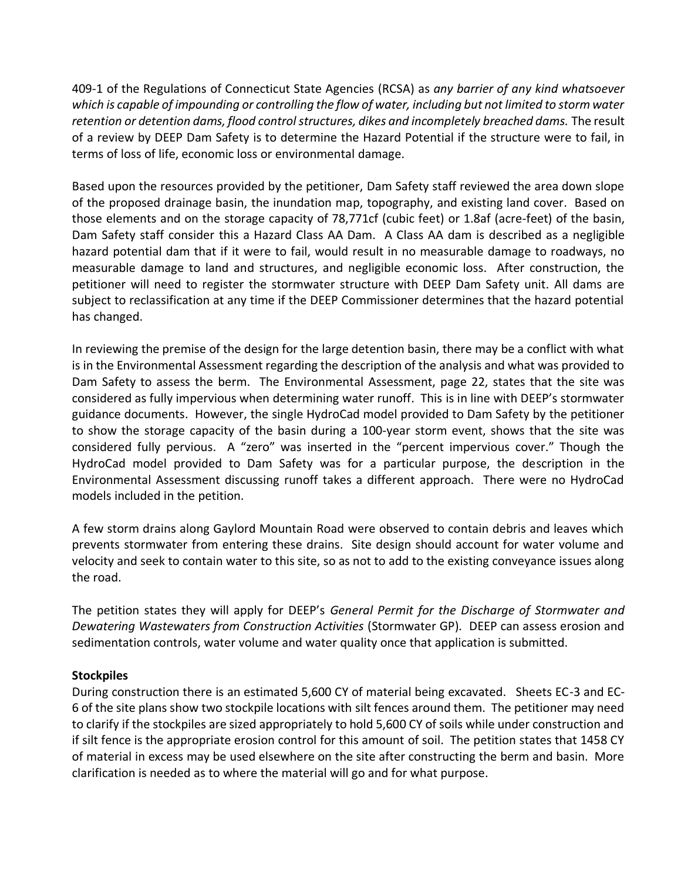409-1 of the Regulations of Connecticut State Agencies (RCSA) as *any barrier of any kind whatsoever which is capable of impounding or controlling the flow of water, including but not limited to storm water retention or detention dams, flood control structures, dikes and incompletely breached dams.* The result of a review by DEEP Dam Safety is to determine the Hazard Potential if the structure were to fail, in terms of loss of life, economic loss or environmental damage.

Based upon the resources provided by the petitioner, Dam Safety staff reviewed the area down slope of the proposed drainage basin, the inundation map, topography, and existing land cover. Based on those elements and on the storage capacity of 78,771cf (cubic feet) or 1.8af (acre-feet) of the basin, Dam Safety staff consider this a Hazard Class AA Dam. A Class AA dam is described as a negligible hazard potential dam that if it were to fail, would result in no measurable damage to roadways, no measurable damage to land and structures, and negligible economic loss. After construction, the petitioner will need to register the stormwater structure with DEEP Dam Safety unit. All dams are subject to reclassification at any time if the DEEP Commissioner determines that the hazard potential has changed.

In reviewing the premise of the design for the large detention basin, there may be a conflict with what is in the Environmental Assessment regarding the description of the analysis and what was provided to Dam Safety to assess the berm. The Environmental Assessment, page 22, states that the site was considered as fully impervious when determining water runoff. This is in line with DEEP's stormwater guidance documents. However, the single HydroCad model provided to Dam Safety by the petitioner to show the storage capacity of the basin during a 100-year storm event, shows that the site was considered fully pervious. A "zero" was inserted in the "percent impervious cover." Though the HydroCad model provided to Dam Safety was for a particular purpose, the description in the Environmental Assessment discussing runoff takes a different approach. There were no HydroCad models included in the petition.

A few storm drains along Gaylord Mountain Road were observed to contain debris and leaves which prevents stormwater from entering these drains. Site design should account for water volume and velocity and seek to contain water to this site, so as not to add to the existing conveyance issues along the road.

The petition states they will apply for DEEP's *General Permit for the Discharge of Stormwater and Dewatering Wastewaters from Construction Activities* (Stormwater GP). DEEP can assess erosion and sedimentation controls, water volume and water quality once that application is submitted.

**Stockpiles**

During construction there is an estimated 5,600 CY of material being excavated. Sheets EC-3 and EC-6 of the site plans show two stockpile locations with silt fences around them. The petitioner may need to clarify if the stockpiles are sized appropriately to hold 5,600 CY of soils while under construction and if silt fence is the appropriate erosion control for this amount of soil. The petition states that 1458 CY of material in excess may be used elsewhere on the site after constructing the berm and basin. More clarification is needed as to where the material will go and for what purpose.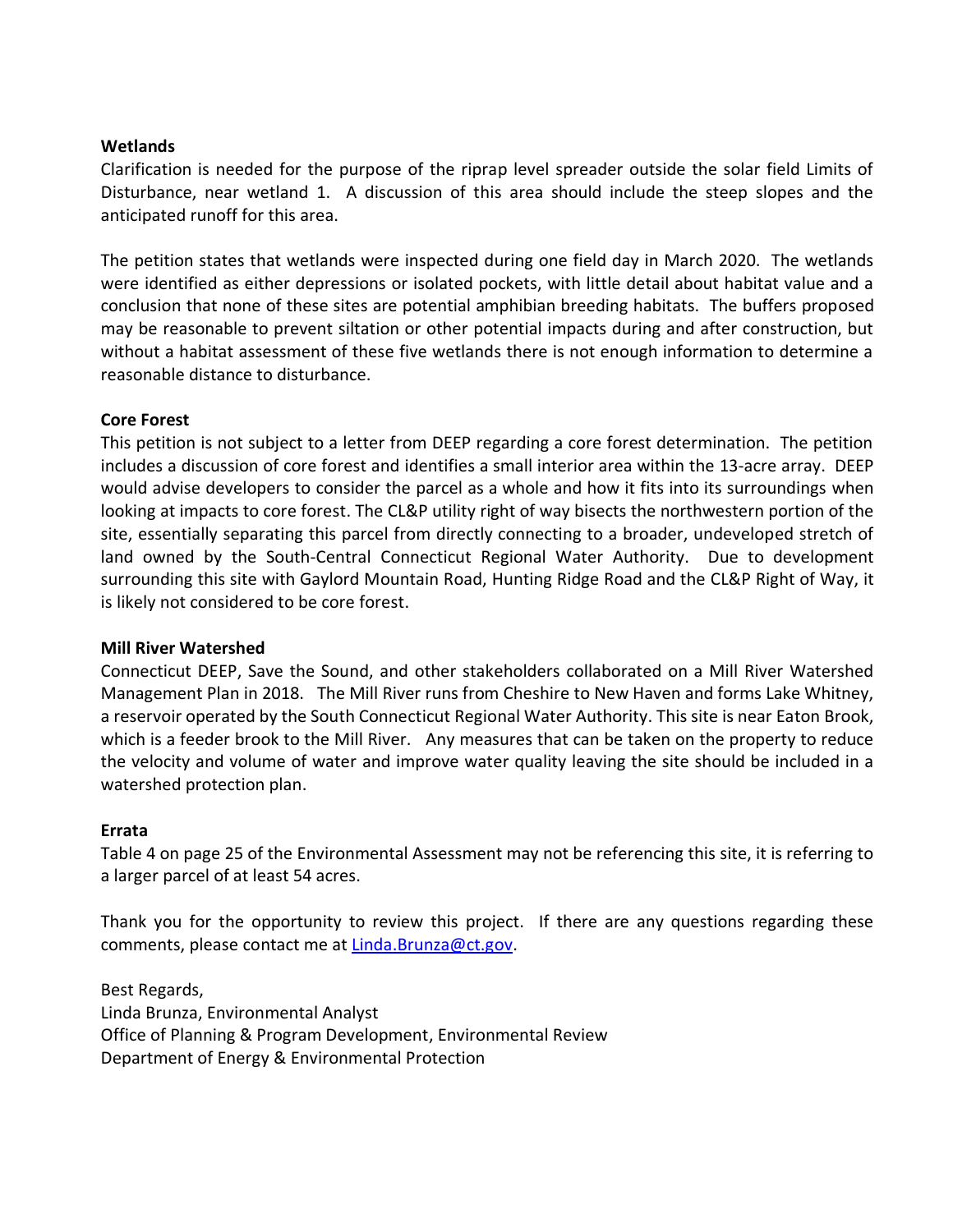**Wetlands**

Clarification is needed for the purpose of the riprap level spreader outside the solar field Limits of Disturbance, near wetland 1. A discussion of this area should include the steep slopes and the anticipated runoff for this area.

The petition states that wetlands were inspected during one field day in March 2020. The wetlands were identified as either depressions or isolated pockets, with little detail about habitat value and a conclusion that none of these sites are potential amphibian breeding habitats. The buffers proposed may be reasonable to prevent siltation or other potential impacts during and after construction, but without a habitat assessment of these five wetlands there is not enough information to determine a reasonable distance to disturbance.

**Core Forest**

This petition is not subject to a letter from DEEP regarding a core forest determination. The petition includes a discussion of core forest and identifies a small interior area within the 13-acre array. DEEP would advise developers to consider the parcel as a whole and how it fits into its surroundings when looking at impacts to core forest. The CL&P utility right of way bisects the northwestern portion of the site, essentially separating this parcel from directly connecting to a broader, undeveloped stretch of land owned by the South-Central Connecticut Regional Water Authority. Due to development surrounding this site with Gaylord Mountain Road, Hunting Ridge Road and the CL&P Right of Way, it is likely not considered to be core forest.

**Mill River Watershed**

Connecticut DEEP, Save the Sound, and other stakeholders collaborated on a Mill River Watershed Management Plan in 2018. The Mill River runs from Cheshire to New Haven and forms Lake Whitney, a reservoir operated by the South Connecticut Regional Water Authority. This site is near Eaton Brook, which is a feeder brook to the Mill River. Any measures that can be taken on the property to reduce the velocity and volume of water and improve water quality leaving the site should be included in a watershed protection plan.

**Errata**

Table 4 on page 25 of the Environmental Assessment may not be referencing this site, it is referring to a larger parcel of at least 54 acres.

Thank you for the opportunity to review this project. If there are any questions regarding these comments, please contact me at Linda.Brunza@ct.gov.

Best Regards,
Linda Brunza, Environmental Analyst
Office of Planning & Program Development, Environmental Review
Department of Energy & Environmental Protection